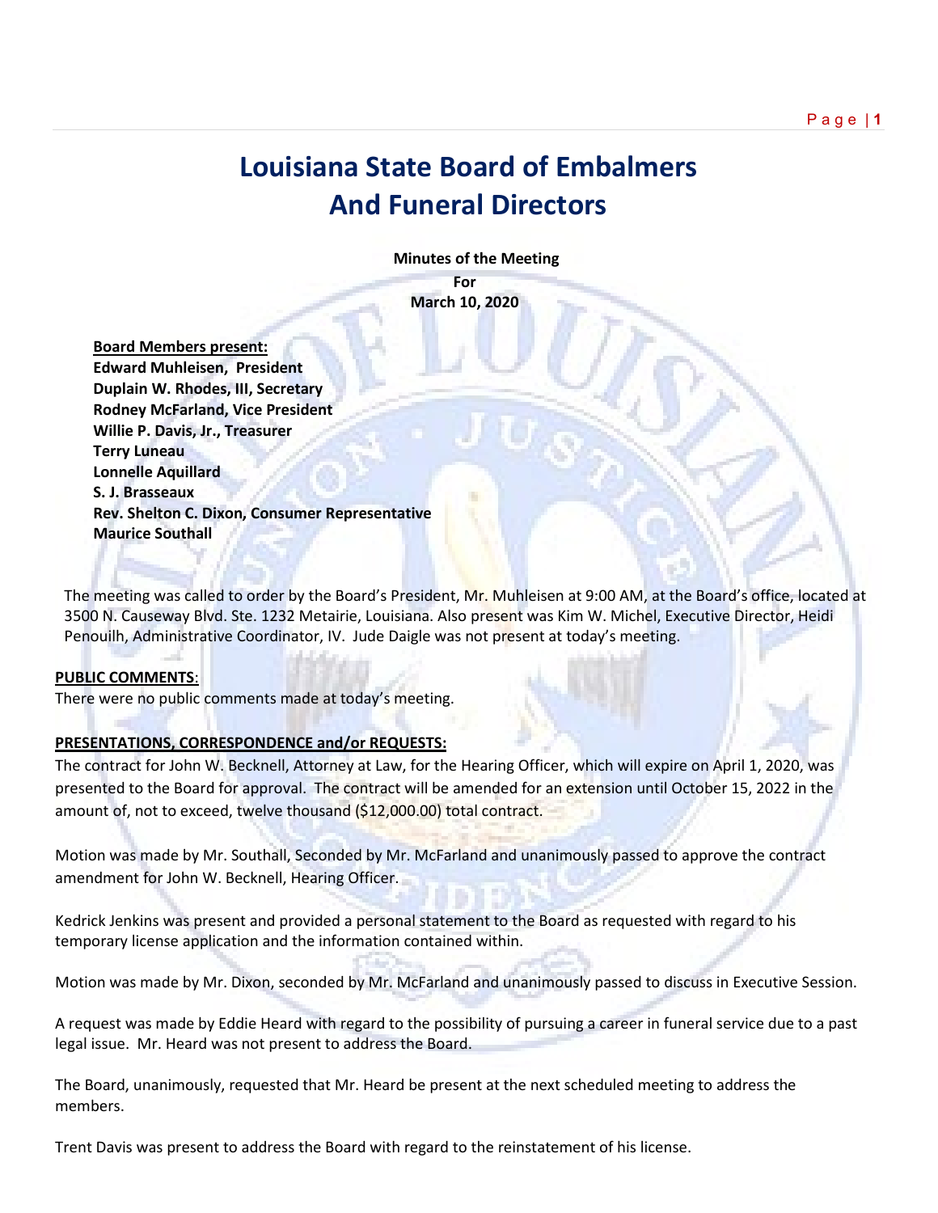# Louisiana State Board of Embalmers And Funeral Directors

**Minutes of the Meeting**
**For**
**March 10, 2020**

**Board Members present:**
**Edward Muhleisen, President**
**Duplain W. Rhodes, III, Secretary**
**Rodney McFarland, Vice President**
**Willie P. Davis, Jr., Treasurer**
**Terry Luneau**
**Lonnelle Aquillard**
**S. J. Brasseaux**
**Rev. Shelton C. Dixon, Consumer Representative**
**Maurice Southall**

The meeting was called to order by the Board's President, Mr. Muhleisen at 9:00 AM, at the Board's office, located at 3500 N. Causeway Blvd. Ste. 1232 Metairie, Louisiana. Also present was Kim W. Michel, Executive Director, Heidi Penouilh, Administrative Coordinator, IV. Jude Daigle was not present at today's meeting.

**PUBLIC COMMENTS**:
There were no public comments made at today's meeting.

**PRESENTATIONS, CORRESPONDENCE and/or REQUESTS:**
The contract for John W. Becknell, Attorney at Law, for the Hearing Officer, which will expire on April 1, 2020, was presented to the Board for approval. The contract will be amended for an extension until October 15, 2022 in the amount of, not to exceed, twelve thousand ($12,000.00) total contract.

Motion was made by Mr. Southall, Seconded by Mr. McFarland and unanimously passed to approve the contract amendment for John W. Becknell, Hearing Officer.

Kedrick Jenkins was present and provided a personal statement to the Board as requested with regard to his temporary license application and the information contained within.

Motion was made by Mr. Dixon, seconded by Mr. McFarland and unanimously passed to discuss in Executive Session.

A request was made by Eddie Heard with regard to the possibility of pursuing a career in funeral service due to a past legal issue. Mr. Heard was not present to address the Board.

The Board, unanimously, requested that Mr. Heard be present at the next scheduled meeting to address the members.

Trent Davis was present to address the Board with regard to the reinstatement of his license.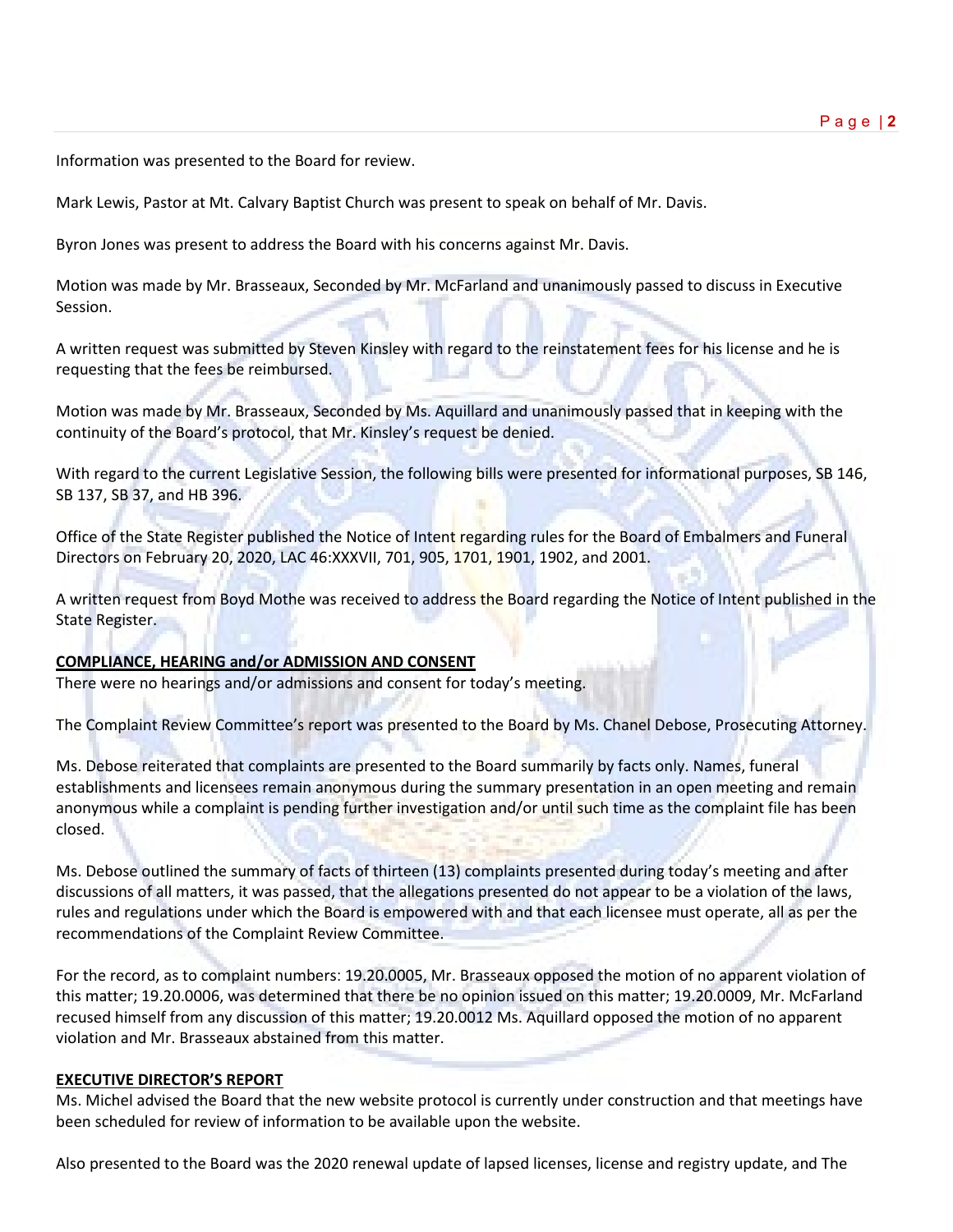Information was presented to the Board for review.

Mark Lewis, Pastor at Mt. Calvary Baptist Church was present to speak on behalf of Mr. Davis.

Byron Jones was present to address the Board with his concerns against Mr. Davis.

Motion was made by Mr. Brasseaux, Seconded by Mr. McFarland and unanimously passed to discuss in Executive Session.

A written request was submitted by Steven Kinsley with regard to the reinstatement fees for his license and he is requesting that the fees be reimbursed.

Motion was made by Mr. Brasseaux, Seconded by Ms. Aquillard and unanimously passed that in keeping with the continuity of the Board's protocol, that Mr. Kinsley's request be denied.

With regard to the current Legislative Session, the following bills were presented for informational purposes, SB 146, SB 137, SB 37, and HB 396.

Office of the State Register published the Notice of Intent regarding rules for the Board of Embalmers and Funeral Directors on February 20, 2020, LAC 46:XXXVII, 701, 905, 1701, 1901, 1902, and 2001.

A written request from Boyd Mothe was received to address the Board regarding the Notice of Intent published in the State Register.

**COMPLIANCE, HEARING and/or ADMISSION AND CONSENT**

There were no hearings and/or admissions and consent for today's meeting.

The Complaint Review Committee's report was presented to the Board by Ms. Chanel Debose, Prosecuting Attorney.

Ms. Debose reiterated that complaints are presented to the Board summarily by facts only. Names, funeral establishments and licensees remain anonymous during the summary presentation in an open meeting and remain anonymous while a complaint is pending further investigation and/or until such time as the complaint file has been closed.

Ms. Debose outlined the summary of facts of thirteen (13) complaints presented during today's meeting and after discussions of all matters, it was passed, that the allegations presented do not appear to be a violation of the laws, rules and regulations under which the Board is empowered with and that each licensee must operate, all as per the recommendations of the Complaint Review Committee.

For the record, as to complaint numbers: 19.20.0005, Mr. Brasseaux opposed the motion of no apparent violation of this matter; 19.20.0006, was determined that there be no opinion issued on this matter; 19.20.0009, Mr. McFarland recused himself from any discussion of this matter; 19.20.0012 Ms. Aquillard opposed the motion of no apparent violation and Mr. Brasseaux abstained from this matter.

**EXECUTIVE DIRECTOR'S REPORT**

Ms. Michel advised the Board that the new website protocol is currently under construction and that meetings have been scheduled for review of information to be available upon the website.

Also presented to the Board was the 2020 renewal update of lapsed licenses, license and registry update, and The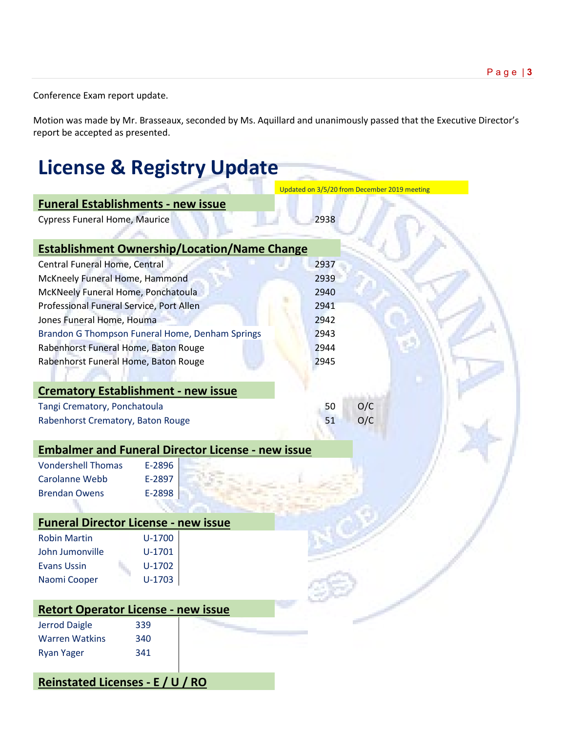Conference Exam report update.

Motion was made by Mr. Brasseaux, seconded by Ms. Aquillard and unanimously passed that the Executive Director's report be accepted as presented.

# License & Registry Update

Updated on 3/5/20 from December 2019 meeting

## Funeral Establishments - new issue

| | |
|---|---|
| Cypress Funeral Home, Maurice | 2938 |

## Establishment Ownership/Location/Name Change

| | |
|---|---|
| Central Funeral Home, Central | 2937 |
| McKneely Funeral Home, Hammond | 2939 |
| McKNeely Funeral Home, Ponchatoula | 2940 |
| Professional Funeral Service, Port Allen | 2941 |
| Jones Funeral Home, Houma | 2942 |
| Brandon G Thompson Funeral Home, Denham Springs | 2943 |
| Rabenhorst Funeral Home, Baton Rouge | 2944 |
| Rabenhorst Funeral Home, Baton Rouge | 2945 |

## Crematory Establishment - new issue

| | | |
|---|---|---|
| Tangi Crematory, Ponchatoula | 50 | O/C |
| Rabenhorst Crematory, Baton Rouge | 51 | O/C |

## Embalmer and Funeral Director License - new issue

| | |
|---|---|
| Vondershell Thomas | E-2896 |
| Carolanne Webb | E-2897 |
| Brendan Owens | E-2898 |

## Funeral Director License - new issue

| | |
|---|---|
| Robin Martin | U-1700 |
| John Jumonville | U-1701 |
| Evans Ussin | U-1702 |
| Naomi Cooper | U-1703 |

## Retort Operator License - new issue

| | |
|---|---|
| Jerrod Daigle | 339 |
| Warren Watkins | 340 |
| Ryan Yager | 341 |

## Reinstated Licenses - E / U / RO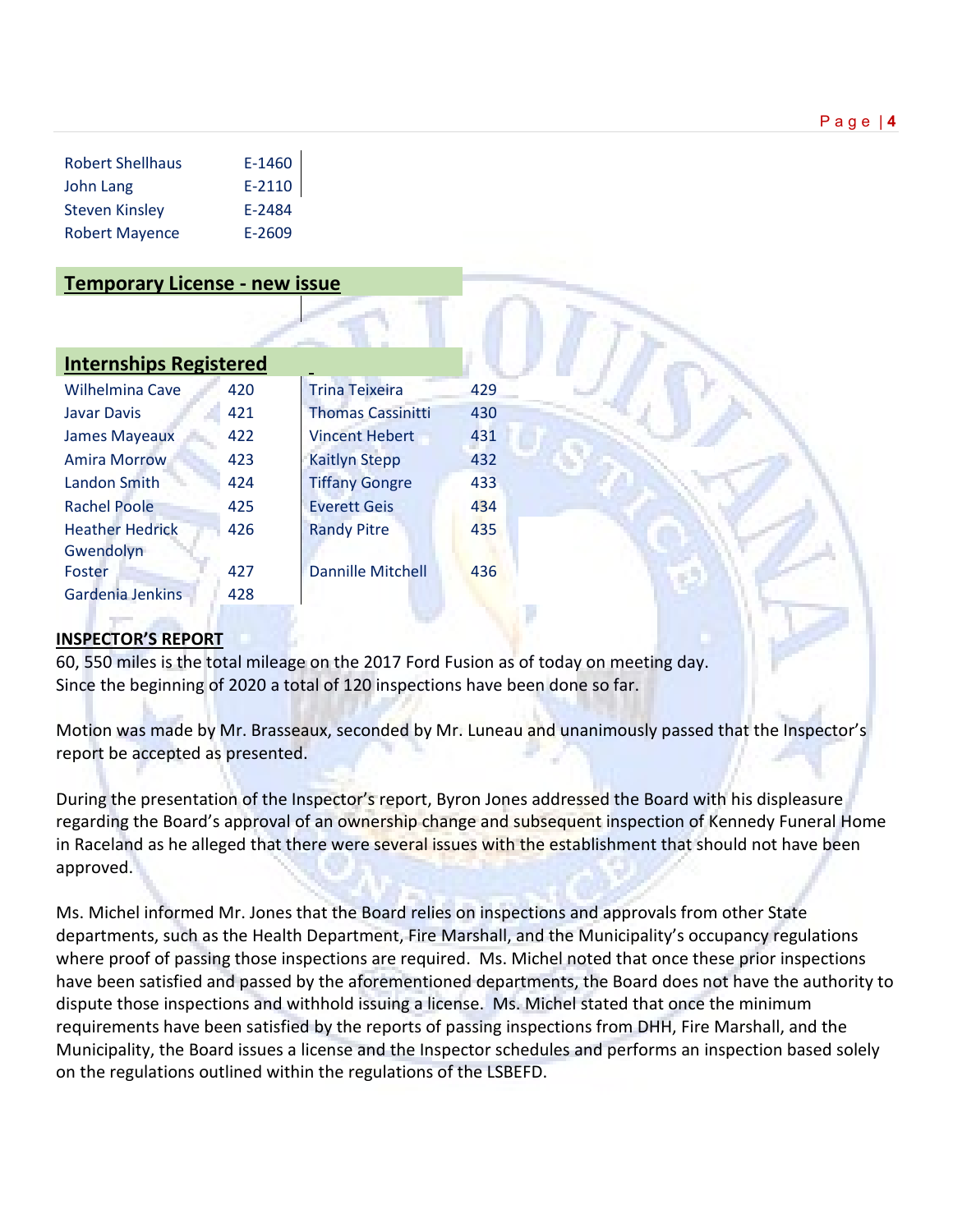| | |
|---|---|
| Robert Shellhaus | E-1460 |
| John Lang | E-2110 |
| Steven Kinsley | E-2484 |
| Robert Mayence | E-2609 |

## Temporary License - new issue

## Internships Registered

| | | | |
|---|---|---|---|
| Wilhelmina Cave | 420 | Trina Teixeira | 429 |
| Javar Davis | 421 | Thomas Cassinitti | 430 |
| James Mayeaux | 422 | Vincent Hebert | 431 |
| Amira Morrow | 423 | Kaitlyn Stepp | 432 |
| Landon Smith | 424 | Tiffany Gongre | 433 |
| Rachel Poole | 425 | Everett Geis | 434 |
| Heather Hedrick | 426 | Randy Pitre | 435 |
| Gwendolyn Foster | 427 | Dannille Mitchell | 436 |
| Gardenia Jenkins | 428 | | |

**INSPECTOR'S REPORT**

60, 550 miles is the total mileage on the 2017 Ford Fusion as of today on meeting day.
Since the beginning of 2020 a total of 120 inspections have been done so far.

Motion was made by Mr. Brasseaux, seconded by Mr. Luneau and unanimously passed that the Inspector's report be accepted as presented.

During the presentation of the Inspector's report, Byron Jones addressed the Board with his displeasure regarding the Board's approval of an ownership change and subsequent inspection of Kennedy Funeral Home in Raceland as he alleged that there were several issues with the establishment that should not have been approved.

Ms. Michel informed Mr. Jones that the Board relies on inspections and approvals from other State departments, such as the Health Department, Fire Marshall, and the Municipality's occupancy regulations where proof of passing those inspections are required. Ms. Michel noted that once these prior inspections have been satisfied and passed by the aforementioned departments, the Board does not have the authority to dispute those inspections and withhold issuing a license. Ms. Michel stated that once the minimum requirements have been satisfied by the reports of passing inspections from DHH, Fire Marshall, and the Municipality, the Board issues a license and the Inspector schedules and performs an inspection based solely on the regulations outlined within the regulations of the LSBEFD.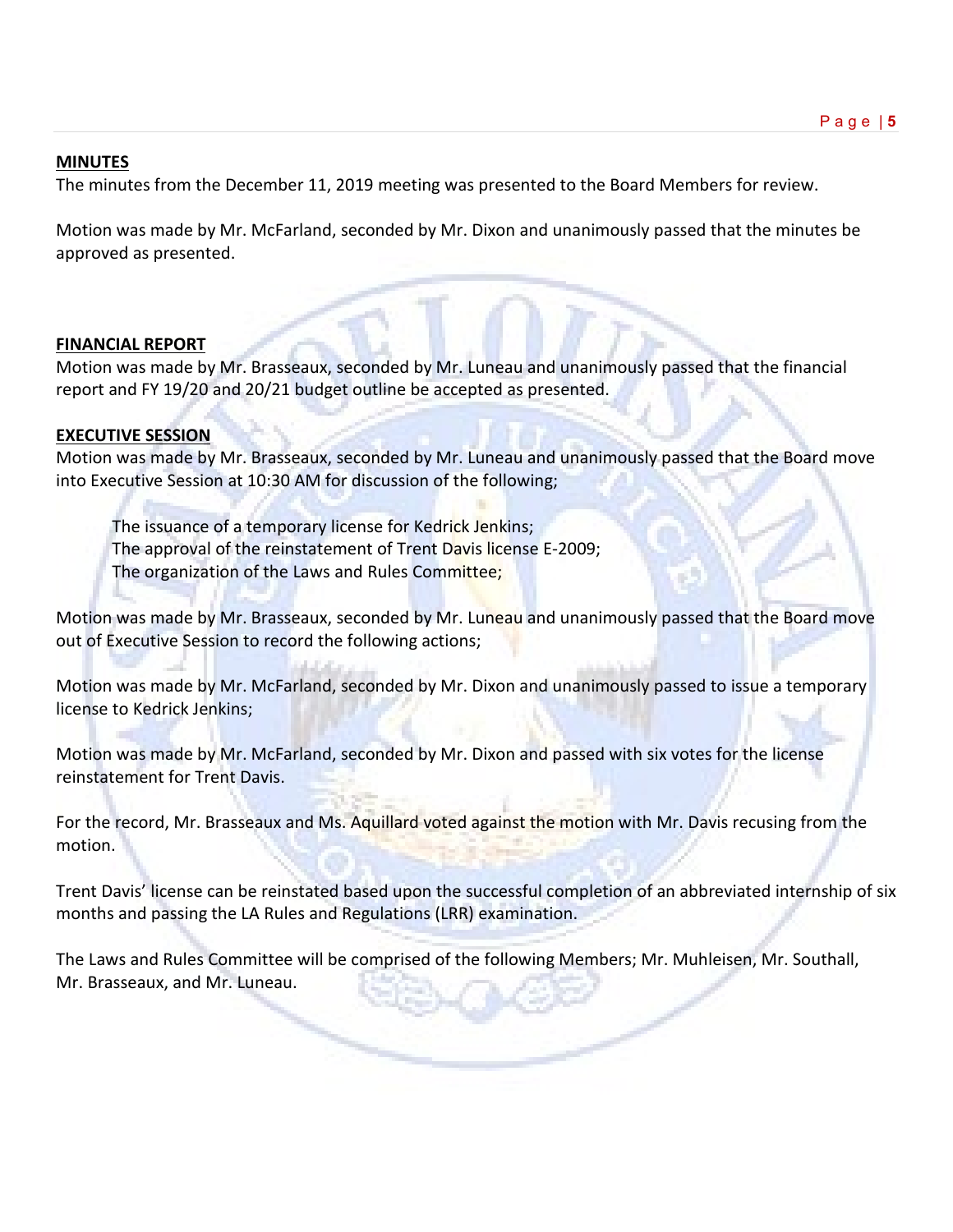**MINUTES**

The minutes from the December 11, 2019 meeting was presented to the Board Members for review.

Motion was made by Mr. McFarland, seconded by Mr. Dixon and unanimously passed that the minutes be approved as presented.

**FINANCIAL REPORT**

Motion was made by Mr. Brasseaux, seconded by Mr. Luneau and unanimously passed that the financial report and FY 19/20 and 20/21 budget outline be accepted as presented.

**EXECUTIVE SESSION**

Motion was made by Mr. Brasseaux, seconded by Mr. Luneau and unanimously passed that the Board move into Executive Session at 10:30 AM for discussion of the following;

> The issuance of a temporary license for Kedrick Jenkins;
> The approval of the reinstatement of Trent Davis license E-2009;
> The organization of the Laws and Rules Committee;

Motion was made by Mr. Brasseaux, seconded by Mr. Luneau and unanimously passed that the Board move out of Executive Session to record the following actions;

Motion was made by Mr. McFarland, seconded by Mr. Dixon and unanimously passed to issue a temporary license to Kedrick Jenkins;

Motion was made by Mr. McFarland, seconded by Mr. Dixon and passed with six votes for the license reinstatement for Trent Davis.

For the record, Mr. Brasseaux and Ms. Aquillard voted against the motion with Mr. Davis recusing from the motion.

Trent Davis' license can be reinstated based upon the successful completion of an abbreviated internship of six months and passing the LA Rules and Regulations (LRR) examination.

The Laws and Rules Committee will be comprised of the following Members; Mr. Muhleisen, Mr. Southall, Mr. Brasseaux, and Mr. Luneau.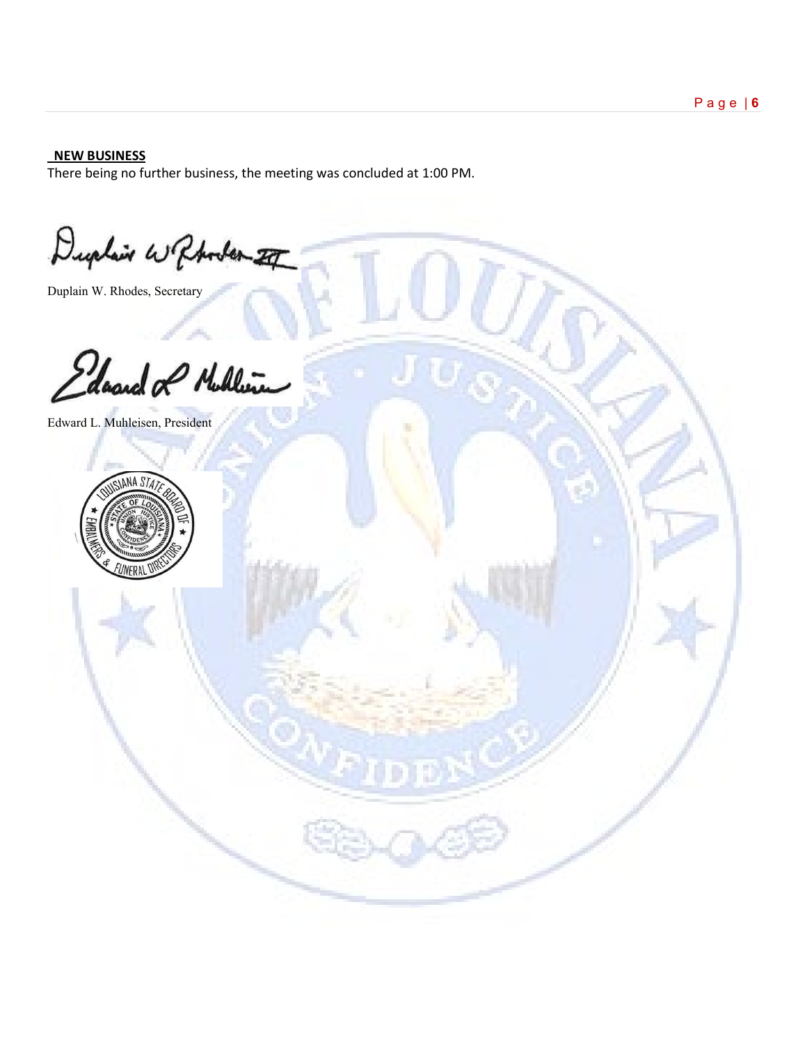**NEW BUSINESS**

There being no further business, the meeting was concluded at 1:00 PM.

Duplain W. Rhodes, Secretary

Edward L. Muhleisen, President